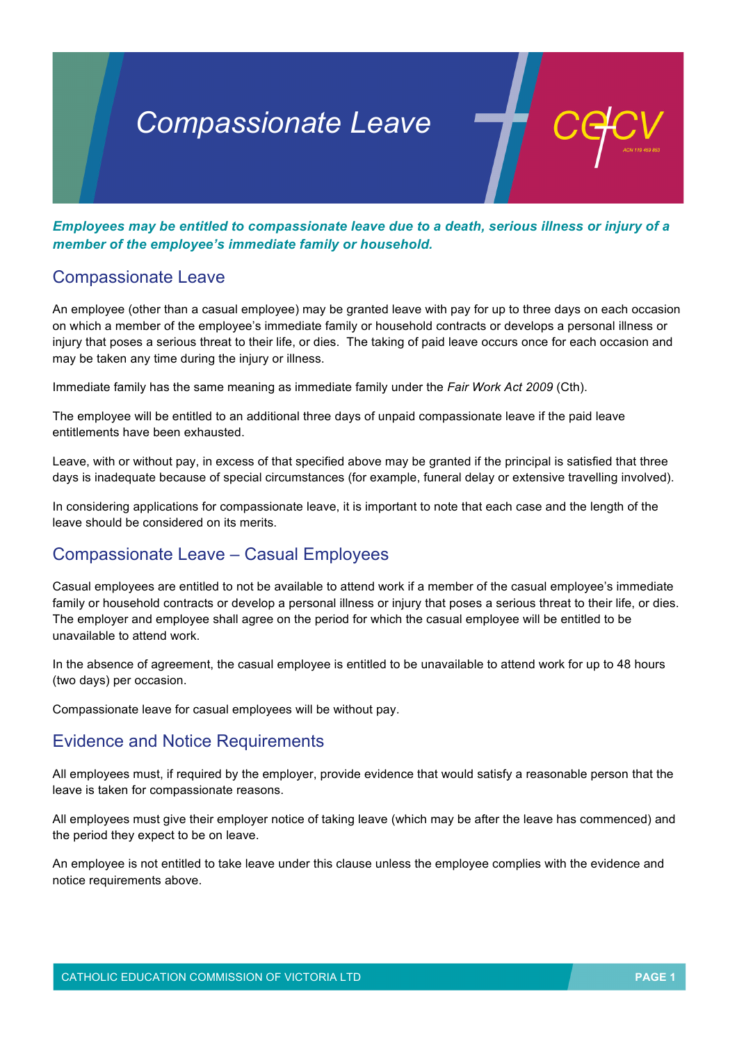# Compassionate Leave

***Employees may be entitled to compassionate leave due to a death, serious illness or injury of a member of the employee's immediate family or household.***

## Compassionate Leave

An employee (other than a casual employee) may be granted leave with pay for up to three days on each occasion on which a member of the employee's immediate family or household contracts or develops a personal illness or injury that poses a serious threat to their life, or dies. The taking of paid leave occurs once for each occasion and may be taken any time during the injury or illness.

Immediate family has the same meaning as immediate family under the *Fair Work Act 2009* (Cth).

The employee will be entitled to an additional three days of unpaid compassionate leave if the paid leave entitlements have been exhausted.

Leave, with or without pay, in excess of that specified above may be granted if the principal is satisfied that three days is inadequate because of special circumstances (for example, funeral delay or extensive travelling involved).

In considering applications for compassionate leave, it is important to note that each case and the length of the leave should be considered on its merits.

## Compassionate Leave – Casual Employees

Casual employees are entitled to not be available to attend work if a member of the casual employee's immediate family or household contracts or develop a personal illness or injury that poses a serious threat to their life, or dies. The employer and employee shall agree on the period for which the casual employee will be entitled to be unavailable to attend work.

In the absence of agreement, the casual employee is entitled to be unavailable to attend work for up to 48 hours (two days) per occasion.

Compassionate leave for casual employees will be without pay.

## Evidence and Notice Requirements

All employees must, if required by the employer, provide evidence that would satisfy a reasonable person that the leave is taken for compassionate reasons.

All employees must give their employer notice of taking leave (which may be after the leave has commenced) and the period they expect to be on leave.

An employee is not entitled to take leave under this clause unless the employee complies with the evidence and notice requirements above.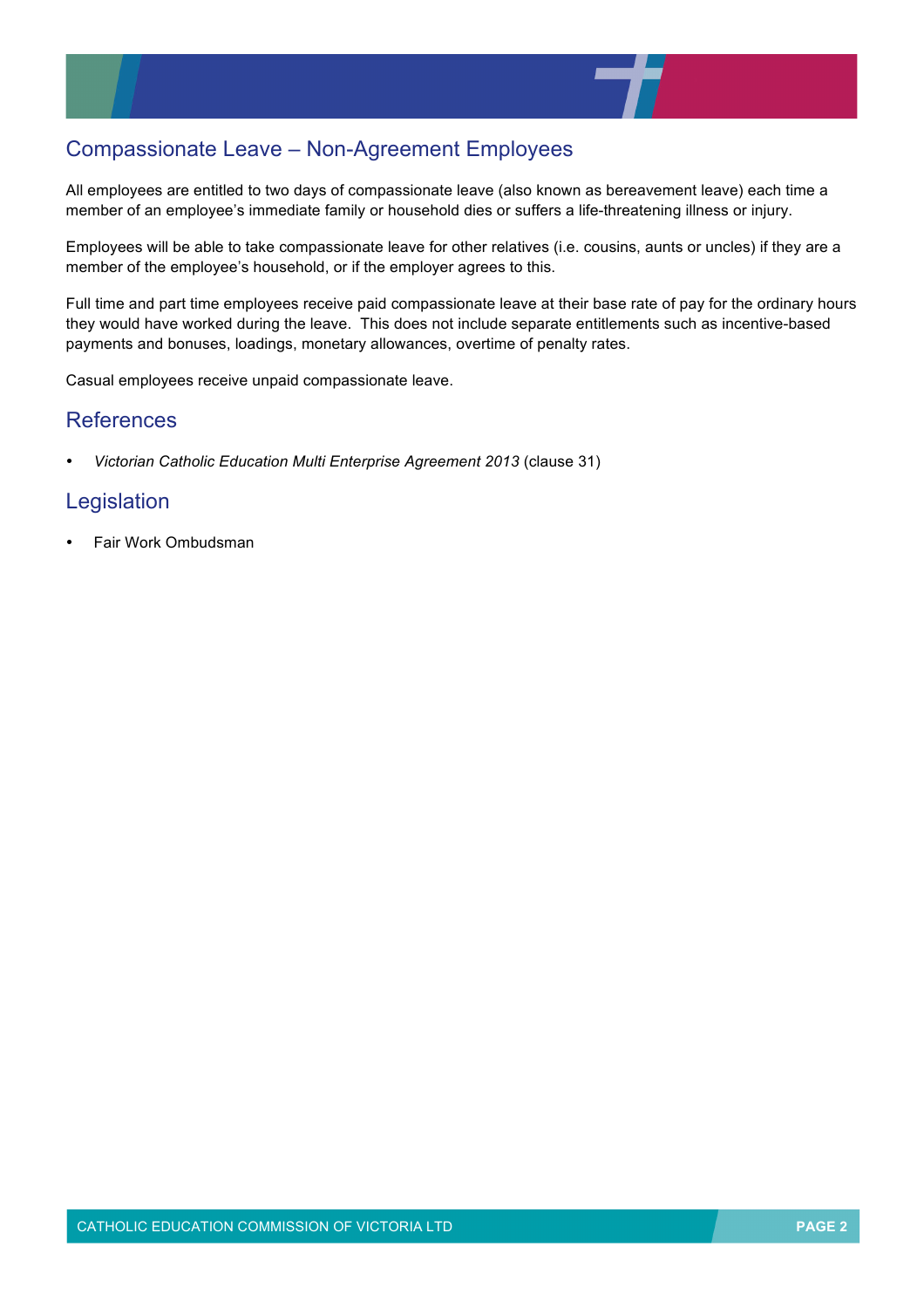## Compassionate Leave – Non-Agreement Employees

All employees are entitled to two days of compassionate leave (also known as bereavement leave) each time a member of an employee's immediate family or household dies or suffers a life-threatening illness or injury.

Employees will be able to take compassionate leave for other relatives (i.e. cousins, aunts or uncles) if they are a member of the employee's household, or if the employer agrees to this.

Full time and part time employees receive paid compassionate leave at their base rate of pay for the ordinary hours they would have worked during the leave. This does not include separate entitlements such as incentive-based payments and bonuses, loadings, monetary allowances, overtime of penalty rates.

Casual employees receive unpaid compassionate leave.

## References

- *Victorian Catholic Education Multi Enterprise Agreement 2013* (clause 31)

## Legislation

- Fair Work Ombudsman